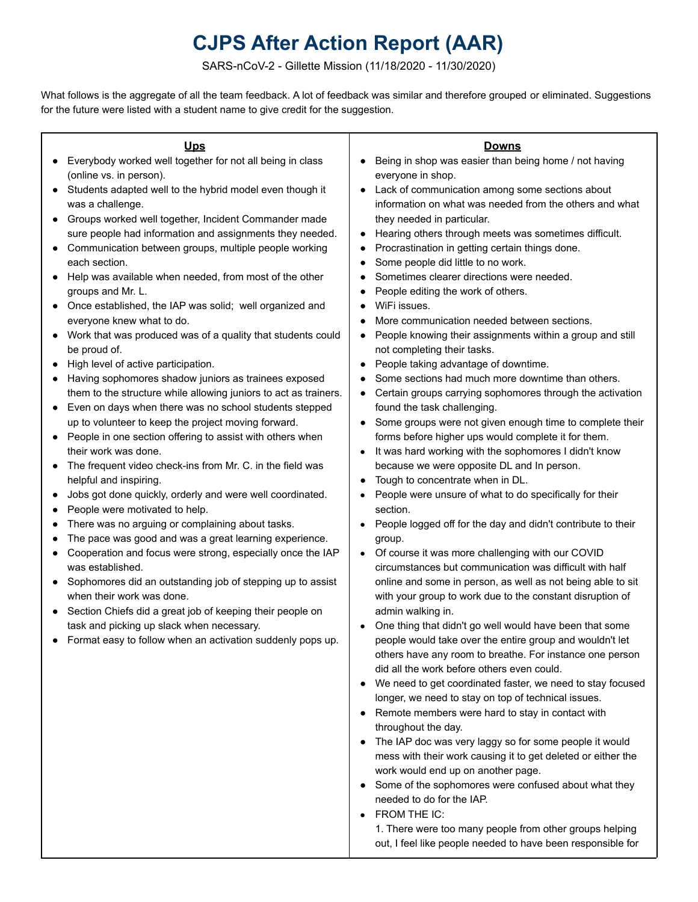# CJPS After Action Report (AAR)

SARS-nCoV-2 - Gillette Mission (11/18/2020 - 11/30/2020)

What follows is the aggregate of all the team feedback. A lot of feedback was similar and therefore grouped or eliminated. Suggestions for the future were listed with a student name to give credit for the suggestion.

| Ups | Downs |
|---|---|
| • Everybody worked well together for not all being in class (online vs. in person).<br>• Students adapted well to the hybrid model even though it was a challenge.<br>• Groups worked well together, Incident Commander made sure people had information and assignments they needed.<br>• Communication between groups, multiple people working each section.<br>• Help was available when needed, from most of the other groups and Mr. L.<br>• Once established, the IAP was solid; well organized and everyone knew what to do.<br>• Work that was produced was of a quality that students could be proud of.<br>• High level of active participation.<br>• Having sophomores shadow juniors as trainees exposed them to the structure while allowing juniors to act as trainers.<br>• Even on days when there was no school students stepped up to volunteer to keep the project moving forward.<br>• People in one section offering to assist with others when their work was done.<br>• The frequent video check-ins from Mr. C. in the field was helpful and inspiring.<br>• Jobs got done quickly, orderly and were well coordinated.<br>• People were motivated to help.<br>• There was no arguing or complaining about tasks.<br>• The pace was good and was a great learning experience.<br>• Cooperation and focus were strong, especially once the IAP was established.<br>• Sophomores did an outstanding job of stepping up to assist when their work was done.<br>• Section Chiefs did a great job of keeping their people on task and picking up slack when necessary.<br>• Format easy to follow when an activation suddenly pops up. | • Being in shop was easier than being home / not having everyone in shop.<br>• Lack of communication among some sections about information on what was needed from the others and what they needed in particular.<br>• Hearing others through meets was sometimes difficult.<br>• Procrastination in getting certain things done.<br>• Some people did little to no work.<br>• Sometimes clearer directions were needed.<br>• People editing the work of others.<br>• WiFi issues.<br>• More communication needed between sections.<br>• People knowing their assignments within a group and still not completing their tasks.<br>• People taking advantage of downtime.<br>• Some sections had much more downtime than others.<br>• Certain groups carrying sophomores through the activation found the task challenging.<br>• Some groups were not given enough time to complete their forms before higher ups would complete it for them.<br>• It was hard working with the sophomores I didn't know because we were opposite DL and In person.<br>• Tough to concentrate when in DL.<br>• People were unsure of what to do specifically for their section.<br>• People logged off for the day and didn't contribute to their group.<br>• Of course it was more challenging with our COVID circumstances but communication was difficult with half online and some in person, as well as not being able to sit with your group to work due to the constant disruption of admin walking in.<br>• One thing that didn't go well would have been that some people would take over the entire group and wouldn't let others have any room to breathe. For instance one person did all the work before others even could.<br>• We need to get coordinated faster, we need to stay focused longer, we need to stay on top of technical issues.<br>• Remote members were hard to stay in contact with throughout the day.<br>• The IAP doc was very laggy so for some people it would mess with their work causing it to get deleted or either the work would end up on another page.<br>• Some of the sophomores were confused about what they needed to do for the IAP.<br>• FROM THE IC:<br>1. There were too many people from other groups helping out, I feel like people needed to have been responsible for |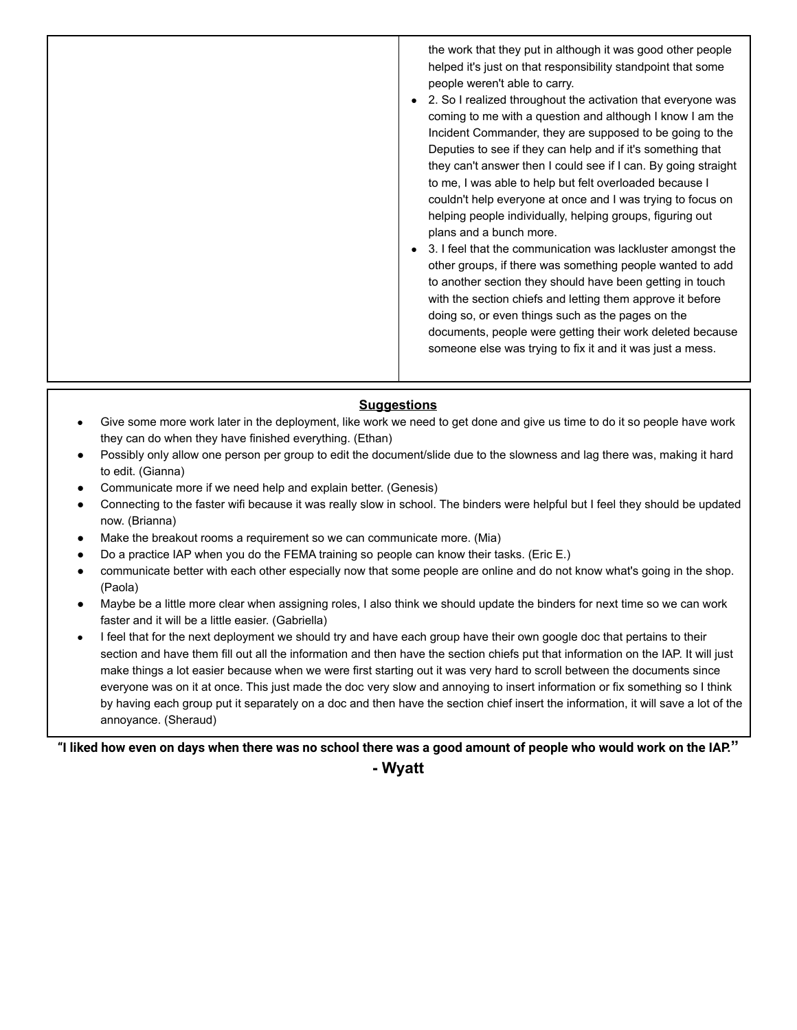| | |
|---|---|
| | the work that they put in although it was good other people helped it's just on that responsibility standpoint that some people weren't able to carry.<br>• 2. So I realized throughout the activation that everyone was coming to me with a question and although I know I am the Incident Commander, they are supposed to be going to the Deputies to see if they can help and if it's something that they can't answer then I could see if I can. By going straight to me, I was able to help but felt overloaded because I couldn't help everyone at once and I was trying to focus on helping people individually, helping groups, figuring out plans and a bunch more.<br>• 3. I feel that the communication was lackluster amongst the other groups, if there was something people wanted to add to another section they should have been getting in touch with the section chiefs and letting them approve it before doing so, or even things such as the pages on the documents, people were getting their work deleted because someone else was trying to fix it and it was just a mess. |

## Suggestions

- Give some more work later in the deployment, like work we need to get done and give us time to do it so people have work they can do when they have finished everything. (Ethan)
- Possibly only allow one person per group to edit the document/slide due to the slowness and lag there was, making it hard to edit. (Gianna)
- Communicate more if we need help and explain better. (Genesis)
- Connecting to the faster wifi because it was really slow in school. The binders were helpful but I feel they should be updated now. (Brianna)
- Make the breakout rooms a requirement so we can communicate more. (Mia)
- Do a practice IAP when you do the FEMA training so people can know their tasks. (Eric E.)
- communicate better with each other especially now that some people are online and do not know what's going in the shop. (Paola)
- Maybe be a little more clear when assigning roles, I also think we should update the binders for next time so we can work faster and it will be a little easier. (Gabriella)
- I feel that for the next deployment we should try and have each group have their own google doc that pertains to their section and have them fill out all the information and then have the section chiefs put that information on the IAP. It will just make things a lot easier because when we were first starting out it was very hard to scroll between the documents since everyone was on it at once. This just made the doc very slow and annoying to insert information or fix something so I think by having each group put it separately on a doc and then have the section chief insert the information, it will save a lot of the annoyance. (Sheraud)

**"I liked how even on days when there was no school there was a good amount of people who would work on the IAP."**

**- Wyatt**